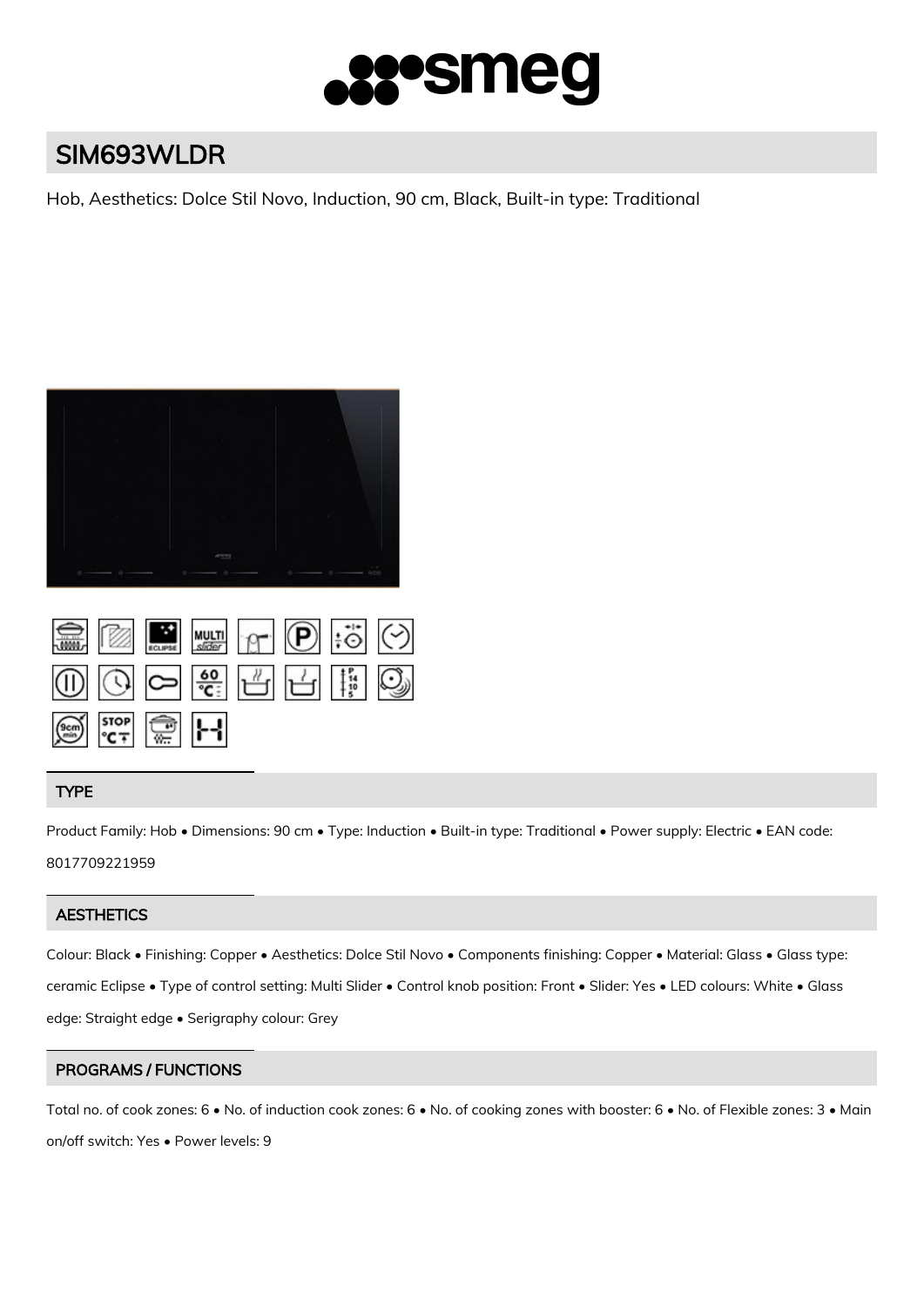# SIM693WLDR

Hob, Aesthetics: Dolce Stil Novo, Induction, 90 cm, Black, Built-in type: Traditional

## TYPE

Product Family: Hob • Dimensions: 90 cm • Type: Induction • Built-in type: Traditional • Power supply: Electric • EAN code: 8017709221959

## AESTHETICS

Colour: Black • Finishing: Copper • Aesthetics: Dolce Stil Novo • Components finishing: Copper • Material: Glass • Glass type: ceramic Eclipse • Type of control setting: Multi Slider • Control knob position: Front • Slider: Yes • LED colours: White • Glass edge: Straight edge • Serigraphy colour: Grey

## PROGRAMS / FUNCTIONS

Total no. of cook zones: 6 • No. of induction cook zones: 6 • No. of cooking zones with booster: 6 • No. of Flexible zones: 3 • Main on/off switch: Yes • Power levels: 9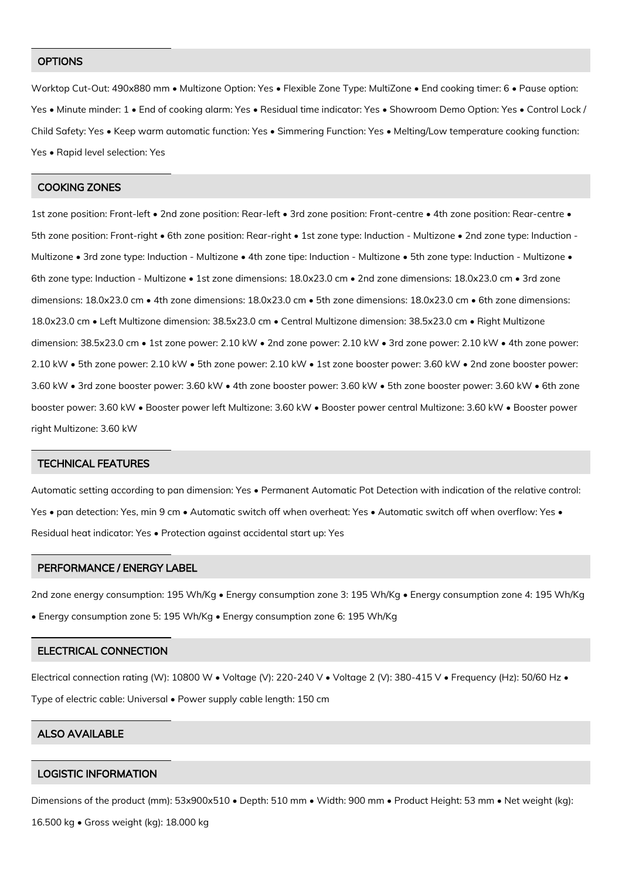## OPTIONS

Worktop Cut-Out: 490x880 mm • Multizone Option: Yes • Flexible Zone Type: MultiZone • End cooking timer: 6 • Pause option: Yes • Minute minder: 1 • End of cooking alarm: Yes • Residual time indicator: Yes • Showroom Demo Option: Yes • Control Lock / Child Safety: Yes • Keep warm automatic function: Yes • Simmering Function: Yes • Melting/Low temperature cooking function: Yes • Rapid level selection: Yes

## COOKING ZONES

1st zone position: Front-left • 2nd zone position: Rear-left • 3rd zone position: Front-centre • 4th zone position: Rear-centre • 5th zone position: Front-right • 6th zone position: Rear-right • 1st zone type: Induction - Multizone • 2nd zone type: Induction - Multizone • 3rd zone type: Induction - Multizone • 4th zone tipe: Induction - Multizone • 5th zone type: Induction - Multizone • 6th zone type: Induction - Multizone • 1st zone dimensions: 18.0x23.0 cm • 2nd zone dimensions: 18.0x23.0 cm • 3rd zone dimensions: 18.0x23.0 cm • 4th zone dimensions: 18.0x23.0 cm • 5th zone dimensions: 18.0x23.0 cm • 6th zone dimensions: 18.0x23.0 cm • Left Multizone dimension: 38.5x23.0 cm • Central Multizone dimension: 38.5x23.0 cm • Right Multizone dimension: 38.5x23.0 cm • 1st zone power: 2.10 kW • 2nd zone power: 2.10 kW • 3rd zone power: 2.10 kW • 4th zone power: 2.10 kW • 5th zone power: 2.10 kW • 5th zone power: 2.10 kW • 1st zone booster power: 3.60 kW • 2nd zone booster power: 3.60 kW • 3rd zone booster power: 3.60 kW • 4th zone booster power: 3.60 kW • 5th zone booster power: 3.60 kW • 6th zone booster power: 3.60 kW • Booster power left Multizone: 3.60 kW • Booster power central Multizone: 3.60 kW • Booster power right Multizone: 3.60 kW

## TECHNICAL FEATURES

Automatic setting according to pan dimension: Yes • Permanent Automatic Pot Detection with indication of the relative control: Yes • pan detection: Yes, min 9 cm • Automatic switch off when overheat: Yes • Automatic switch off when overflow: Yes • Residual heat indicator: Yes • Protection against accidental start up: Yes

## PERFORMANCE / ENERGY LABEL

2nd zone energy consumption: 195 Wh/Kg • Energy consumption zone 3: 195 Wh/Kg • Energy consumption zone 4: 195 Wh/Kg • Energy consumption zone 5: 195 Wh/Kg • Energy consumption zone 6: 195 Wh/Kg

## ELECTRICAL CONNECTION

Electrical connection rating (W): 10800 W • Voltage (V): 220-240 V • Voltage 2 (V): 380-415 V • Frequency (Hz): 50/60 Hz • Type of electric cable: Universal • Power supply cable length: 150 cm

## ALSO AVAILABLE

## LOGISTIC INFORMATION

Dimensions of the product (mm): 53x900x510 • Depth: 510 mm • Width: 900 mm • Product Height: 53 mm • Net weight (kg): 16.500 kg • Gross weight (kg): 18.000 kg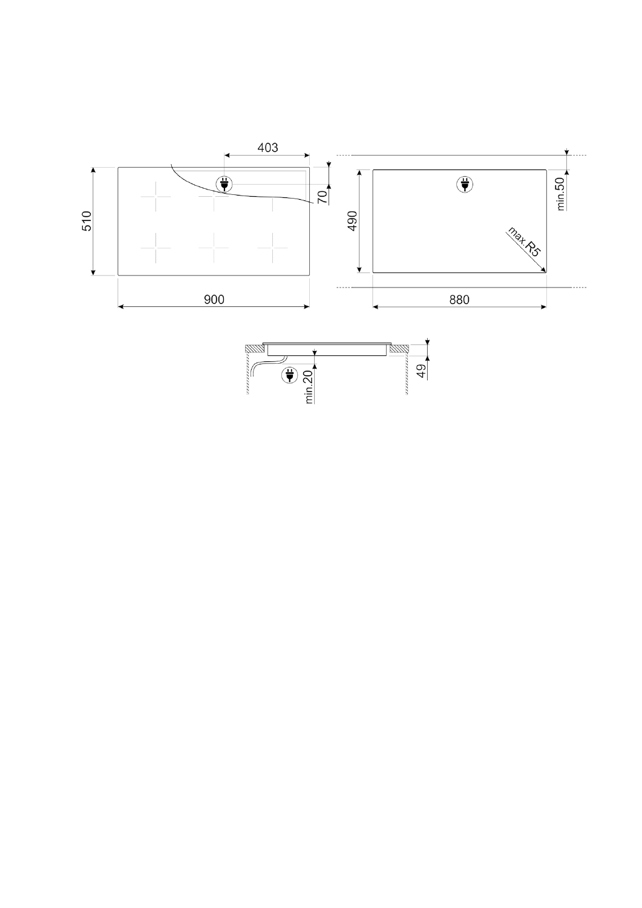403

510

70

900

490

min.50

max.R5

880

min.20

49